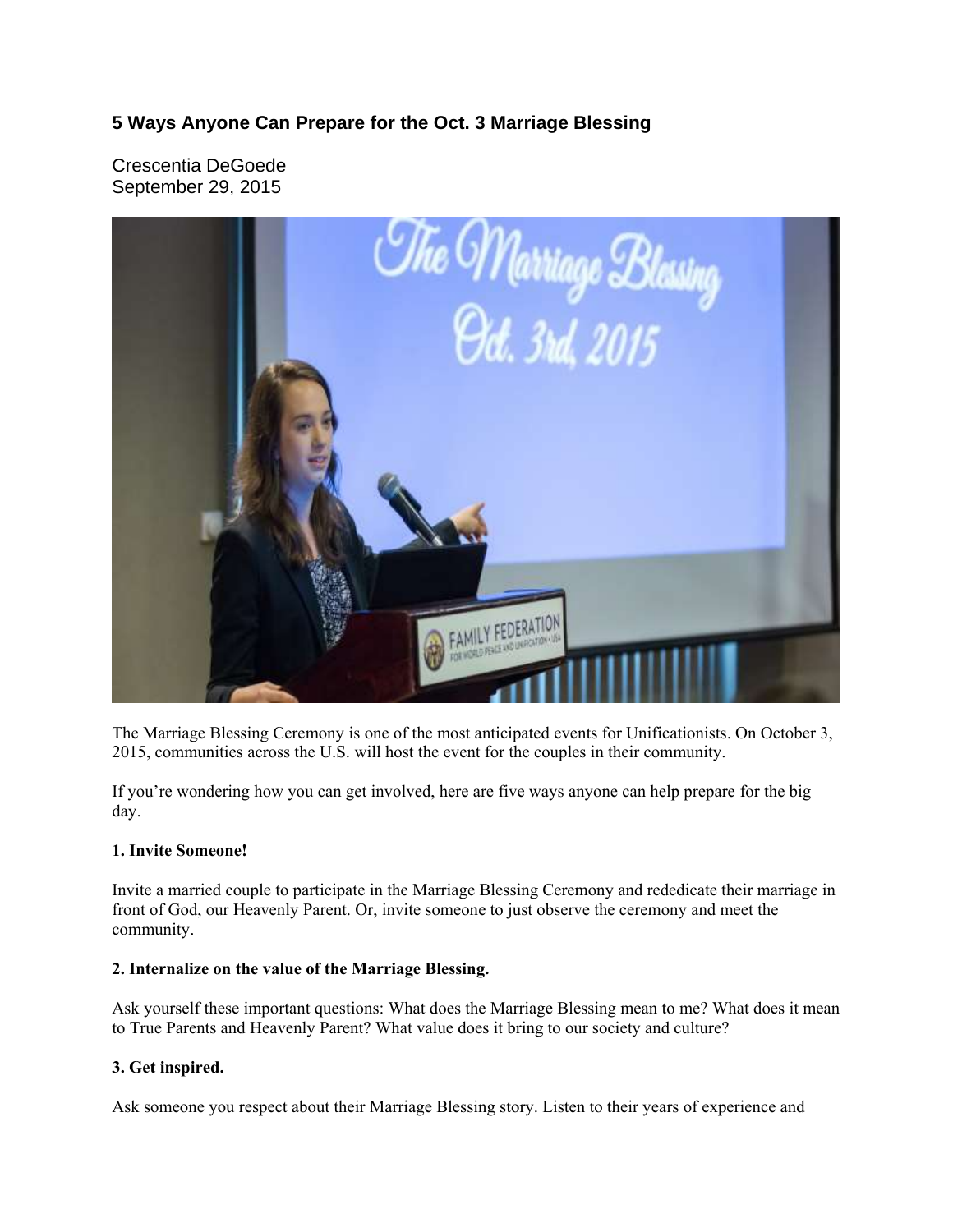# 5 Ways Anyone Can Prepare for the Oct. 3 Marriage Blessing

Crescentia DeGoede
September 29, 2015

The Marriage Blessing Ceremony is one of the most anticipated events for Unificationists. On October 3, 2015, communities across the U.S. will host the event for the couples in their community.

If you're wondering how you can get involved, here are five ways anyone can help prepare for the big day.

**1. Invite Someone!**

Invite a married couple to participate in the Marriage Blessing Ceremony and rededicate their marriage in front of God, our Heavenly Parent. Or, invite someone to just observe the ceremony and meet the community.

**2. Internalize on the value of the Marriage Blessing.**

Ask yourself these important questions: What does the Marriage Blessing mean to me? What does it mean to True Parents and Heavenly Parent? What value does it bring to our society and culture?

**3. Get inspired.**

Ask someone you respect about their Marriage Blessing story. Listen to their years of experience and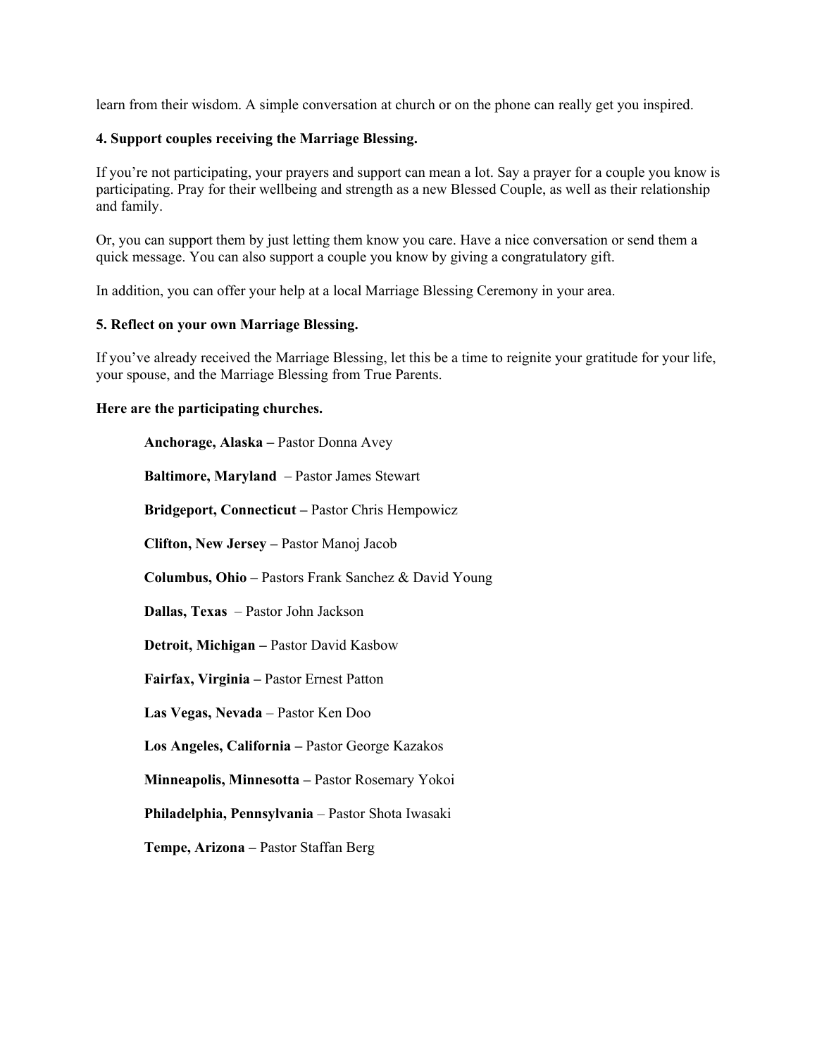learn from their wisdom. A simple conversation at church or on the phone can really get you inspired.

**4. Support couples receiving the Marriage Blessing.**

If you're not participating, your prayers and support can mean a lot. Say a prayer for a couple you know is participating. Pray for their wellbeing and strength as a new Blessed Couple, as well as their relationship and family.

Or, you can support them by just letting them know you care. Have a nice conversation or send them a quick message. You can also support a couple you know by giving a congratulatory gift.

In addition, you can offer your help at a local Marriage Blessing Ceremony in your area.

**5. Reflect on your own Marriage Blessing.**

If you've already received the Marriage Blessing, let this be a time to reignite your gratitude for your life, your spouse, and the Marriage Blessing from True Parents.

**Here are the participating churches.**

**Anchorage, Alaska –** Pastor Donna Avey

**Baltimore, Maryland** – Pastor James Stewart

**Bridgeport, Connecticut –** Pastor Chris Hempowicz

**Clifton, New Jersey –** Pastor Manoj Jacob

**Columbus, Ohio –** Pastors Frank Sanchez & David Young

**Dallas, Texas** – Pastor John Jackson

**Detroit, Michigan –** Pastor David Kasbow

**Fairfax, Virginia –** Pastor Ernest Patton

**Las Vegas, Nevada** – Pastor Ken Doo

**Los Angeles, California –** Pastor George Kazakos

**Minneapolis, Minnesotta –** Pastor Rosemary Yokoi

**Philadelphia, Pennsylvania** – Pastor Shota Iwasaki

**Tempe, Arizona –** Pastor Staffan Berg